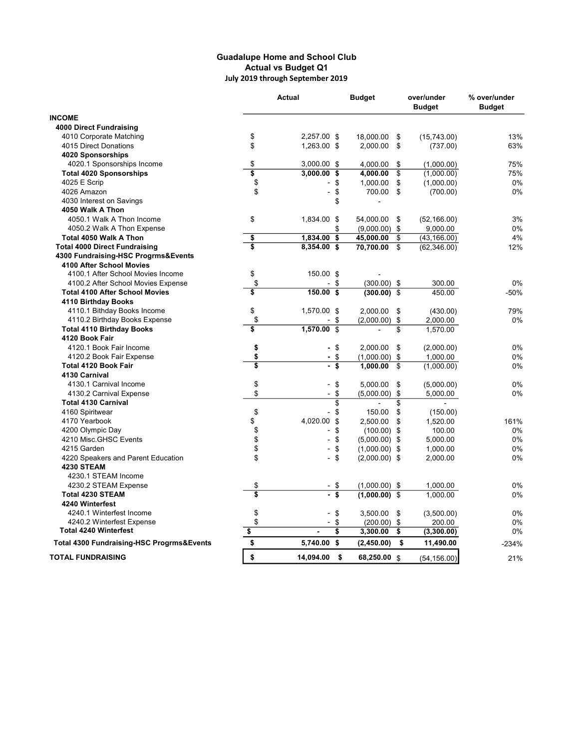**Guadalupe Home and School Club**
**Actual vs Budget Q1**
**July 2019 through September 2019**

| | Actual | Budget | over/under Budget | % over/under Budget |
|---|---|---|---|---|
| **INCOME** | | | | |
| **4000 Direct Fundraising** | | | | |
| 4010 Corporate Matching | $ 2,257.00 | $ 18,000.00 | $ (15,743.00) | 13% |
| 4015 Direct Donations | $ 1,263.00 | $ 2,000.00 | $ (737.00) | 63% |
| **4020 Sponsorships** | | | | |
| 4020.1 Sponsorships Income | $ 3,000.00 | $ 4,000.00 | $ (1,000.00) | 75% |
| **Total 4020 Sponsorships** | **$ 3,000.00** | **$ 4,000.00** | $ (1,000.00) | 75% |
| 4025 E Scrip | $ - | $ 1,000.00 | $ (1,000.00) | 0% |
| 4026 Amazon | $ - | $ 700.00 | $ (700.00) | 0% |
| 4030 Interest on Savings | | $ - | | |
| **4050 Walk A Thon** | | | | |
| 4050.1 Walk A Thon Income | $ 1,834.00 | $ 54,000.00 | $ (52,166.00) | 3% |
| 4050.2 Walk A Thon Expense | | $ (9,000.00) | $ 9,000.00 | 0% |
| **Total 4050 Walk A Thon** | **$ 1,834.00** | **$ 45,000.00** | $ (43,166.00) | 4% |
| **Total 4000 Direct Fundraising** | **$ 8,354.00** | **$ 70,700.00** | $ (62,346.00) | 12% |
| **4300 Fundraising-HSC Progrms&Events** | | | | |
| **4100 After School Movies** | | | | |
| 4100.1 After School Movies Income | $ 150.00 | $ - | | |
| 4100.2 After School Movies Expense | $ - | $ (300.00) | $ 300.00 | 0% |
| **Total 4100 After School Movies** | **$ 150.00** | **$ (300.00)** | $ 450.00 | -50% |
| **4110 Birthday Books** | | | | |
| 4110.1 Bithday Books Income | $ 1,570.00 | $ 2,000.00 | $ (430.00) | 79% |
| 4110.2 Birthday Books Expense | $ - | $ (2,000.00) | $ 2,000.00 | 0% |
| **Total 4110 Birthday Books** | **$ 1,570.00** | $ - | $ 1,570.00 | |
| **4120 Book Fair** | | | | |
| 4120.1 Book Fair Income | **$ -** | $ 2,000.00 | $ (2,000.00) | 0% |
| 4120.2 Book Fair Expense | **$ -** | $ (1,000.00) | $ 1,000.00 | 0% |
| **Total 4120 Book Fair** | **$ -** | **$ 1,000.00** | $ (1,000.00) | 0% |
| **4130 Carnival** | | | | |
| 4130.1 Carnival Income | $ - | $ 5,000.00 | $ (5,000.00) | 0% |
| 4130.2 Carnival Expense | $ - | $ (5,000.00) | $ 5,000.00 | 0% |
| **Total 4130 Carnival** | | $ - | $ - | |
| 4160 Spiritwear | $ - | $ 150.00 | $ (150.00) | |
| 4170 Yearbook | $ 4,020.00 | $ 2,500.00 | $ 1,520.00 | 161% |
| 4200 Olympic Day | $ - | $ (100.00) | $ 100.00 | 0% |
| 4210 Misc.GHSC Events | $ - | $ (5,000.00) | $ 5,000.00 | 0% |
| 4215 Garden | $ - | $ (1,000.00) | $ 1,000.00 | 0% |
| 4220 Speakers and Parent Education | $ - | $ (2,000.00) | $ 2,000.00 | 0% |
| **4230 STEAM** | | | | |
| 4230.1 STEAM Income | | | | |
| 4230.2 STEAM Expense | $ - | $ (1,000.00) | $ 1,000.00 | 0% |
| **Total 4230 STEAM** | **$ -** | **$ (1,000.00)** | $ 1,000.00 | 0% |
| **4240 Winterfest** | | | | |
| 4240.1 Winterfest Income | $ - | $ 3,500.00 | $ (3,500.00) | 0% |
| 4240.2 Winterfest Expense | $ - | $ (200.00) | $ 200.00 | 0% |
| **Total 4240 Winterfest** | **$ -** | **$ 3,300.00** | **$ (3,300.00)** | 0% |
| **Total 4300 Fundraising-HSC Progrms&Events** | **$ 5,740.00** | **$ (2,450.00)** | **$ 11,490.00** | -234% |
| **TOTAL FUNDRAISING** | **$ 14,094.00** | **$ 68,250.00** | $ (54,156.00) | 21% |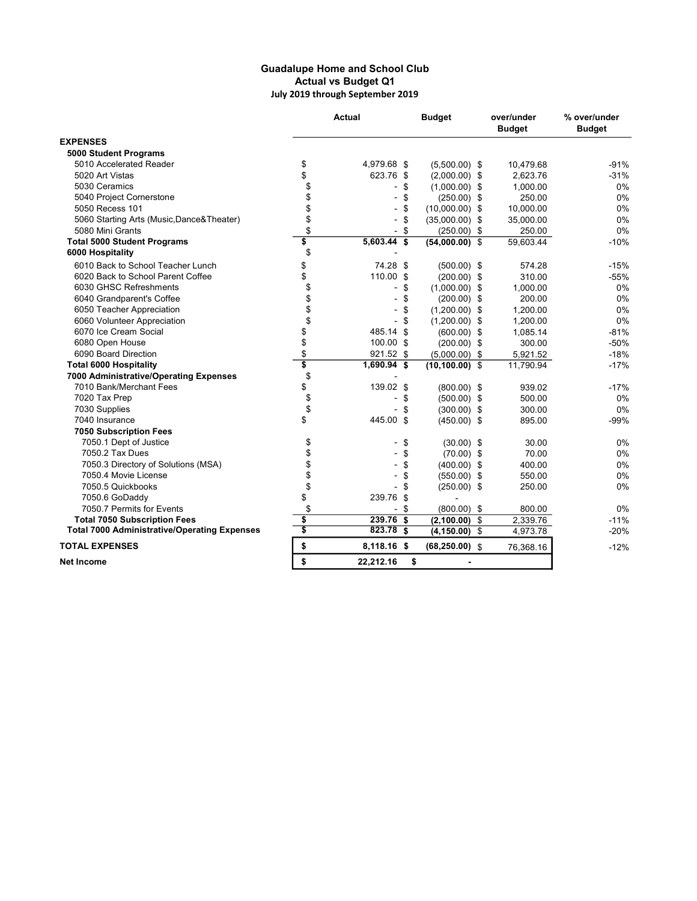**Guadalupe Home and School Club**
**Actual vs Budget Q1**
**July 2019 through September 2019**

| | Actual | Budget | over/under Budget | % over/under Budget |
|---|---|---|---|---|
| **EXPENSES** | | | | |
| **5000 Student Programs** | | | | |
| 5010 Accelerated Reader | $ 4,979.68 | $ (5,500.00) | $ 10,479.68 | -91% |
| 5020 Art Vistas | $ 623.76 | $ (2,000.00) | $ 2,623.76 | -31% |
| 5030 Ceramics | $ - | $ (1,000.00) | $ 1,000.00 | 0% |
| 5040 Project Cornerstone | $ - | $ (250.00) | $ 250.00 | 0% |
| 5050 Recess 101 | $ - | $ (10,000.00) | $ 10,000.00 | 0% |
| 5060 Starting Arts (Music,Dance&Theater) | $ - | $ (35,000.00) | $ 35,000.00 | 0% |
| 5080 Mini Grants | $ - | $ (250.00) | $ 250.00 | 0% |
| **Total 5000 Student Programs** | **$ 5,603.44** | **$ (54,000.00)** | $ 59,603.44 | -10% |
| **6000 Hospitality** | $ - | | | |
| 6010 Back to School Teacher Lunch | $ 74.28 | $ (500.00) | $ 574.28 | -15% |
| 6020 Back to School Parent Coffee | $ 110.00 | $ (200.00) | $ 310.00 | -55% |
| 6030 GHSC Refreshments | $ - | $ (1,000.00) | $ 1,000.00 | 0% |
| 6040 Grandparent's Coffee | $ - | $ (200.00) | $ 200.00 | 0% |
| 6050 Teacher Appreciation | $ - | $ (1,200.00) | $ 1,200.00 | 0% |
| 6060 Volunteer Appreciation | $ - | $ (1,200.00) | $ 1,200.00 | 0% |
| 6070 Ice Cream Social | $ 485.14 | $ (600.00) | $ 1,085.14 | -81% |
| 6080 Open House | $ 100.00 | $ (200.00) | $ 300.00 | -50% |
| 6090 Board Direction | $ 921.52 | $ (5,000.00) | $ 5,921.52 | -18% |
| **Total 6000 Hospitality** | **$ 1,690.94** | **$ (10,100.00)** | $ 11,790.94 | -17% |
| **7000 Administrative/Operating Expenses** | $ - | | | |
| 7010 Bank/Merchant Fees | $ 139.02 | $ (800.00) | $ 939.02 | -17% |
| 7020 Tax Prep | $ - | $ (500.00) | $ 500.00 | 0% |
| 7030 Supplies | $ - | $ (300.00) | $ 300.00 | 0% |
| 7040 Insurance | $ 445.00 | $ (450.00) | $ 895.00 | -99% |
| **7050 Subscription Fees** | | | | |
| 7050.1 Dept of Justice | $ - | $ (30.00) | $ 30.00 | 0% |
| 7050.2 Tax Dues | $ - | $ (70.00) | $ 70.00 | 0% |
| 7050.3 Directory of Solutions (MSA) | $ - | $ (400.00) | $ 400.00 | 0% |
| 7050.4 Movie License | $ - | $ (550.00) | $ 550.00 | 0% |
| 7050.5 Quickbooks | $ - | $ (250.00) | $ 250.00 | 0% |
| 7050.6 GoDaddy | $ 239.76 | $ - | | |
| 7050.7 Permits for Events | $ - | $ (800.00) | $ 800.00 | 0% |
| **Total 7050 Subscription Fees** | **$ 239.76** | **$ (2,100.00)** | $ 2,339.76 | -11% |
| **Total 7000 Administrative/Operating Expenses** | **$ 823.78** | **$ (4,150.00)** | $ 4,973.78 | -20% |
| **TOTAL EXPENSES** | **$ 8,118.16** | **$ (68,250.00)** | $ 76,368.16 | -12% |
| **Net Income** | **$ 22,212.16** | **$ -** | | |